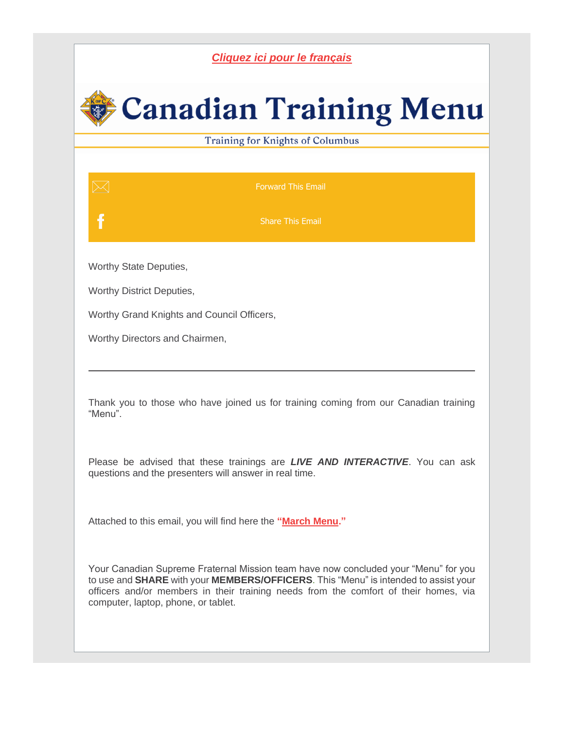***Cliquez ici pour le français***

# Canadian Training Menu

Training for Knights of Columbus

Forward This Email

Share This Email

Worthy State Deputies,

Worthy District Deputies,

Worthy Grand Knights and Council Officers,

Worthy Directors and Chairmen,

---

Thank you to those who have joined us for training coming from our Canadian training "Menu".

Please be advised that these trainings are ***LIVE AND INTERACTIVE***. You can ask questions and the presenters will answer in real time.

Attached to this email, you will find here the **"March Menu."**

Your Canadian Supreme Fraternal Mission team have now concluded your "Menu" for you to use and **SHARE** with your **MEMBERS/OFFICERS**. This "Menu" is intended to assist your officers and/or members in their training needs from the comfort of their homes, via computer, laptop, phone, or tablet.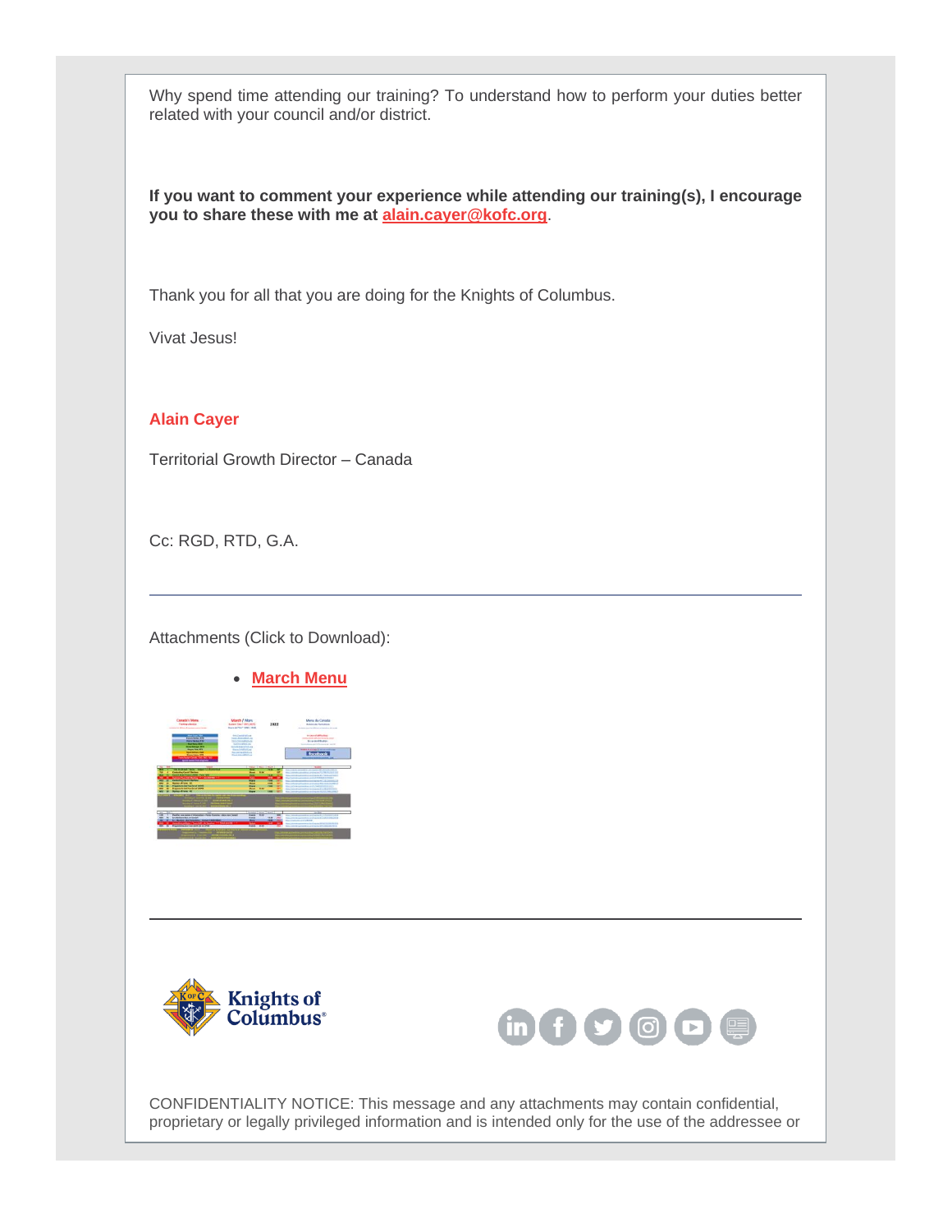Why spend time attending our training? To understand how to perform your duties better related with your council and/or district.

**If you want to comment your experience while attending our training(s), I encourage you to share these with me at [alain.cayer@kofc.org](mailto:alain.cayer@kofc.org).**

Thank you for all that you are doing for the Knights of Columbus.

Vivat Jesus!

**Alain Cayer**

Territorial Growth Director – Canada

Cc: RGD, RTD, G.A.

---

Attachments (Click to Download):

- **March Menu**

---

CONFIDENTIALITY NOTICE: This message and any attachments may contain confidential, proprietary or legally privileged information and is intended only for the use of the addressee or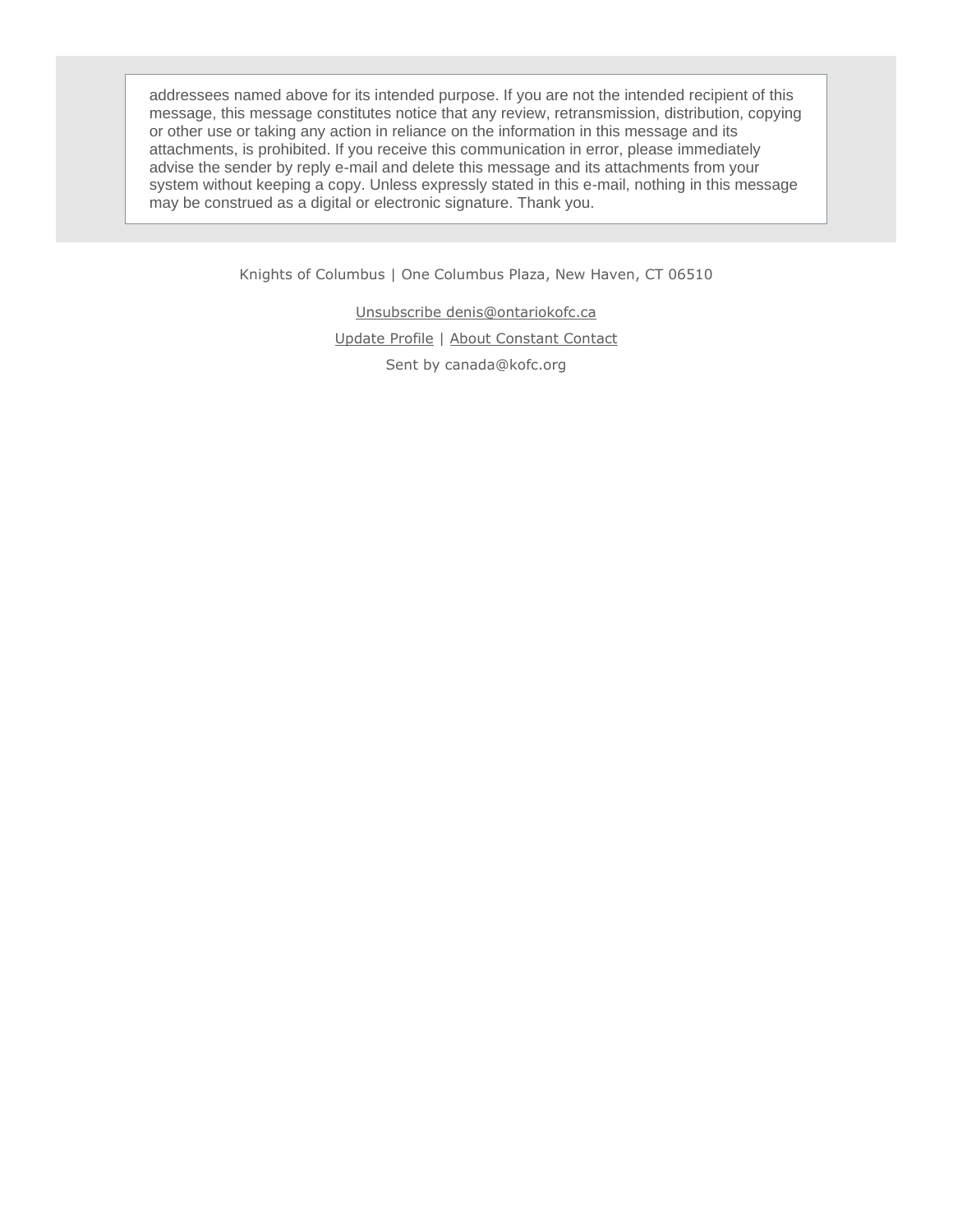addressees named above for its intended purpose. If you are not the intended recipient of this message, this message constitutes notice that any review, retransmission, distribution, copying or other use or taking any action in reliance on the information in this message and its attachments, is prohibited. If you receive this communication in error, please immediately advise the sender by reply e-mail and delete this message and its attachments from your system without keeping a copy. Unless expressly stated in this e-mail, nothing in this message may be construed as a digital or electronic signature. Thank you.

Knights of Columbus | One Columbus Plaza, New Haven, CT 06510

Unsubscribe denis@ontariokofc.ca

Update Profile | About Constant Contact

Sent by canada@kofc.org